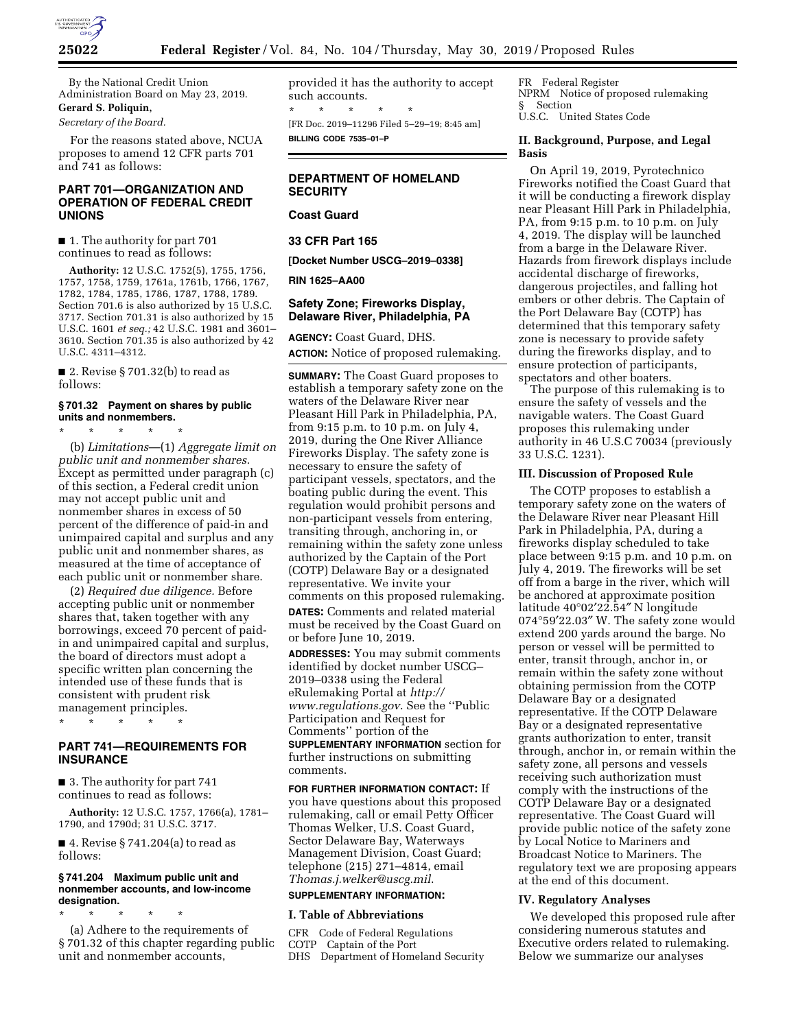By the National Credit Union Administration Board on May 23, 2019.

**Gerard S. Poliquin,**

*Secretary of the Board.*

For the reasons stated above, NCUA proposes to amend 12 CFR parts 701 and 741 as follows:

## PART 701—ORGANIZATION AND OPERATION OF FEDERAL CREDIT UNIONS

■ 1. The authority for part 701 continues to read as follows:

**Authority:** 12 U.S.C. 1752(5), 1755, 1756, 1757, 1758, 1759, 1761a, 1761b, 1766, 1767, 1782, 1784, 1785, 1786, 1787, 1788, 1789. Section 701.6 is also authorized by 15 U.S.C. 3717. Section 701.31 is also authorized by 15 U.S.C. 1601 *et seq.;* 42 U.S.C. 1981 and 3601–3610. Section 701.35 is also authorized by 42 U.S.C. 4311–4312.

■ 2. Revise § 701.32(b) to read as follows:

### § 701.32 Payment on shares by public units and nonmembers.

\* \* \* \* \*

(b) *Limitations*—(1) *Aggregate limit on public unit and nonmember shares.* Except as permitted under paragraph (c) of this section, a Federal credit union may not accept public unit and nonmember shares in excess of 50 percent of the difference of paid-in and unimpaired capital and surplus and any public unit and nonmember shares, as measured at the time of acceptance of each public unit or nonmember share.

(2) *Required due diligence.* Before accepting public unit or nonmember shares that, taken together with any borrowings, exceed 70 percent of paid-in and unimpaired capital and surplus, the board of directors must adopt a specific written plan concerning the intended use of these funds that is consistent with prudent risk management principles.

\* \* \* \* \*

## PART 741—REQUIREMENTS FOR INSURANCE

■ 3. The authority for part 741 continues to read as follows:

**Authority:** 12 U.S.C. 1757, 1766(a), 1781–1790, and 1790d; 31 U.S.C. 3717.

■ 4. Revise § 741.204(a) to read as follows:

### § 741.204 Maximum public unit and nonmember accounts, and low-income designation.

\* \* \* \* \*

(a) Adhere to the requirements of § 701.32 of this chapter regarding public unit and nonmember accounts, provided it has the authority to accept such accounts.

\* \* \* \* \*

[FR Doc. 2019–11296 Filed 5–29–19; 8:45 am]

**BILLING CODE 7535–01–P**

---

## DEPARTMENT OF HOMELAND SECURITY

## Coast Guard

## 33 CFR Part 165

**[Docket Number USCG–2019–0338]**

**RIN 1625–AA00**

## Safety Zone; Fireworks Display, Delaware River, Philadelphia, PA

**AGENCY:** Coast Guard, DHS.

**ACTION:** Notice of proposed rulemaking.

**SUMMARY:** The Coast Guard proposes to establish a temporary safety zone on the waters of the Delaware River near Pleasant Hill Park in Philadelphia, PA, from 9:15 p.m. to 10 p.m. on July 4, 2019, during the One River Alliance Fireworks Display. The safety zone is necessary to ensure the safety of participant vessels, spectators, and the boating public during the event. This regulation would prohibit persons and non-participant vessels from entering, transiting through, anchoring in, or remaining within the safety zone unless authorized by the Captain of the Port (COTP) Delaware Bay or a designated representative. We invite your comments on this proposed rulemaking.

**DATES:** Comments and related material must be received by the Coast Guard on or before June 10, 2019.

**ADDRESSES:** You may submit comments identified by docket number USCG–2019–0338 using the Federal eRulemaking Portal at *http://www.regulations.gov.* See the ''Public Participation and Request for Comments'' portion of the **SUPPLEMENTARY INFORMATION** section for further instructions on submitting comments.

**FOR FURTHER INFORMATION CONTACT:** If you have questions about this proposed rulemaking, call or email Petty Officer Thomas Welker, U.S. Coast Guard, Sector Delaware Bay, Waterways Management Division, Coast Guard; telephone (215) 271–4814, email *Thomas.j.welker@uscg.mil.*

**SUPPLEMENTARY INFORMATION:**

### I. Table of Abbreviations

CFR Code of Federal Regulations
COTP Captain of the Port
DHS Department of Homeland Security
FR Federal Register
NPRM Notice of proposed rulemaking
§ Section
U.S.C. United States Code

### II. Background, Purpose, and Legal Basis

On April 19, 2019, Pyrotechnico Fireworks notified the Coast Guard that it will be conducting a firework display near Pleasant Hill Park in Philadelphia, PA, from 9:15 p.m. to 10 p.m. on July 4, 2019. The display will be launched from a barge in the Delaware River. Hazards from firework displays include accidental discharge of fireworks, dangerous projectiles, and falling hot embers or other debris. The Captain of the Port Delaware Bay (COTP) has determined that this temporary safety zone is necessary to provide safety during the fireworks display, and to ensure protection of participants, spectators and other boaters.

The purpose of this rulemaking is to ensure the safety of vessels and the navigable waters. The Coast Guard proposes this rulemaking under authority in 46 U.S.C 70034 (previously 33 U.S.C. 1231).

### III. Discussion of Proposed Rule

The COTP proposes to establish a temporary safety zone on the waters of the Delaware River near Pleasant Hill Park in Philadelphia, PA, during a fireworks display scheduled to take place between 9:15 p.m. and 10 p.m. on July 4, 2019. The fireworks will be set off from a barge in the river, which will be anchored at approximate position latitude 40°02′22.54″ N longitude 074°59′22.03″ W. The safety zone would extend 200 yards around the barge. No person or vessel will be permitted to enter, transit through, anchor in, or remain within the safety zone without obtaining permission from the COTP Delaware Bay or a designated representative. If the COTP Delaware Bay or a designated representative grants authorization to enter, transit through, anchor in, or remain within the safety zone, all persons and vessels receiving such authorization must comply with the instructions of the COTP Delaware Bay or a designated representative. The Coast Guard will provide public notice of the safety zone by Local Notice to Mariners and Broadcast Notice to Mariners. The regulatory text we are proposing appears at the end of this document.

### IV. Regulatory Analyses

We developed this proposed rule after considering numerous statutes and Executive orders related to rulemaking. Below we summarize our analyses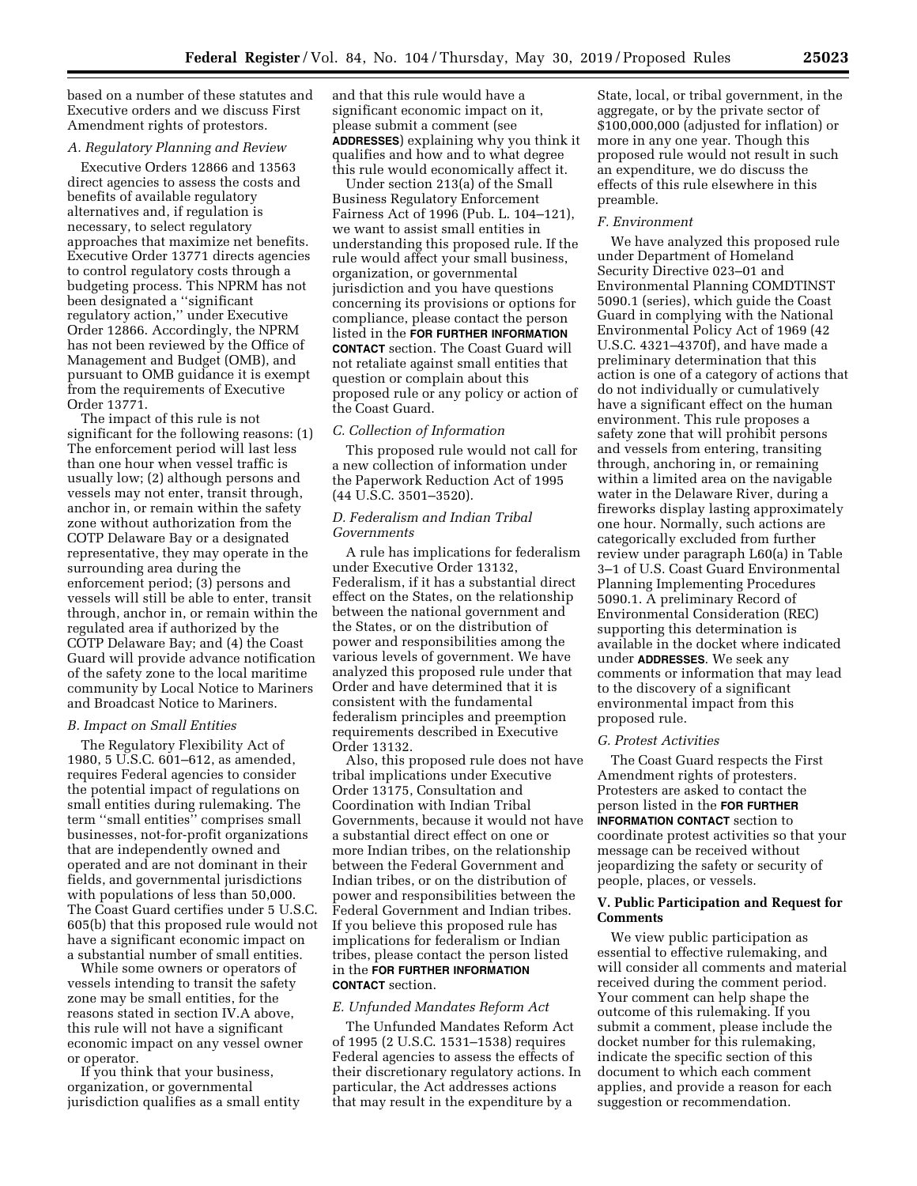based on a number of these statutes and Executive orders and we discuss First Amendment rights of protestors.

### A. Regulatory Planning and Review

Executive Orders 12866 and 13563 direct agencies to assess the costs and benefits of available regulatory alternatives and, if regulation is necessary, to select regulatory approaches that maximize net benefits. Executive Order 13771 directs agencies to control regulatory costs through a budgeting process. This NPRM has not been designated a ''significant regulatory action,'' under Executive Order 12866. Accordingly, the NPRM has not been reviewed by the Office of Management and Budget (OMB), and pursuant to OMB guidance it is exempt from the requirements of Executive Order 13771.

The impact of this rule is not significant for the following reasons: (1) The enforcement period will last less than one hour when vessel traffic is usually low; (2) although persons and vessels may not enter, transit through, anchor in, or remain within the safety zone without authorization from the COTP Delaware Bay or a designated representative, they may operate in the surrounding area during the enforcement period; (3) persons and vessels will still be able to enter, transit through, anchor in, or remain within the regulated area if authorized by the COTP Delaware Bay; and (4) the Coast Guard will provide advance notification of the safety zone to the local maritime community by Local Notice to Mariners and Broadcast Notice to Mariners.

### B. Impact on Small Entities

The Regulatory Flexibility Act of 1980, 5 U.S.C. 601–612, as amended, requires Federal agencies to consider the potential impact of regulations on small entities during rulemaking. The term ''small entities'' comprises small businesses, not-for-profit organizations that are independently owned and operated and are not dominant in their fields, and governmental jurisdictions with populations of less than 50,000. The Coast Guard certifies under 5 U.S.C. 605(b) that this proposed rule would not have a significant economic impact on a substantial number of small entities.

While some owners or operators of vessels intending to transit the safety zone may be small entities, for the reasons stated in section IV.A above, this rule will not have a significant economic impact on any vessel owner or operator.

If you think that your business, organization, or governmental jurisdiction qualifies as a small entity and that this rule would have a significant economic impact on it, please submit a comment (see **ADDRESSES**) explaining why you think it qualifies and how and to what degree this rule would economically affect it.

Under section 213(a) of the Small Business Regulatory Enforcement Fairness Act of 1996 (Pub. L. 104–121), we want to assist small entities in understanding this proposed rule. If the rule would affect your small business, organization, or governmental jurisdiction and you have questions concerning its provisions or options for compliance, please contact the person listed in the **FOR FURTHER INFORMATION CONTACT** section. The Coast Guard will not retaliate against small entities that question or complain about this proposed rule or any policy or action of the Coast Guard.

### C. Collection of Information

This proposed rule would not call for a new collection of information under the Paperwork Reduction Act of 1995 (44 U.S.C. 3501–3520).

### D. Federalism and Indian Tribal Governments

A rule has implications for federalism under Executive Order 13132, Federalism, if it has a substantial direct effect on the States, on the relationship between the national government and the States, or on the distribution of power and responsibilities among the various levels of government. We have analyzed this proposed rule under that Order and have determined that it is consistent with the fundamental federalism principles and preemption requirements described in Executive Order 13132.

Also, this proposed rule does not have tribal implications under Executive Order 13175, Consultation and Coordination with Indian Tribal Governments, because it would not have a substantial direct effect on one or more Indian tribes, on the relationship between the Federal Government and Indian tribes, or on the distribution of power and responsibilities between the Federal Government and Indian tribes. If you believe this proposed rule has implications for federalism or Indian tribes, please contact the person listed in the **FOR FURTHER INFORMATION CONTACT** section.

### E. Unfunded Mandates Reform Act

The Unfunded Mandates Reform Act of 1995 (2 U.S.C. 1531–1538) requires Federal agencies to assess the effects of their discretionary regulatory actions. In particular, the Act addresses actions that may result in the expenditure by a State, local, or tribal government, in the aggregate, or by the private sector of $100,000,000 (adjusted for inflation) or more in any one year. Though this proposed rule would not result in such an expenditure, we do discuss the effects of this rule elsewhere in this preamble.

### F. Environment

We have analyzed this proposed rule under Department of Homeland Security Directive 023–01 and Environmental Planning COMDTINST 5090.1 (series), which guide the Coast Guard in complying with the National Environmental Policy Act of 1969 (42 U.S.C. 4321–4370f), and have made a preliminary determination that this action is one of a category of actions that do not individually or cumulatively have a significant effect on the human environment. This rule proposes a safety zone that will prohibit persons and vessels from entering, transiting through, anchoring in, or remaining within a limited area on the navigable water in the Delaware River, during a fireworks display lasting approximately one hour. Normally, such actions are categorically excluded from further review under paragraph L60(a) in Table 3–1 of U.S. Coast Guard Environmental Planning Implementing Procedures 5090.1. A preliminary Record of Environmental Consideration (REC) supporting this determination is available in the docket where indicated under **ADDRESSES**. We seek any comments or information that may lead to the discovery of a significant environmental impact from this proposed rule.

### G. Protest Activities

The Coast Guard respects the First Amendment rights of protesters. Protesters are asked to contact the person listed in the **FOR FURTHER INFORMATION CONTACT** section to coordinate protest activities so that your message can be received without jeopardizing the safety or security of people, places, or vessels.

## V. Public Participation and Request for Comments

We view public participation as essential to effective rulemaking, and will consider all comments and material received during the comment period. Your comment can help shape the outcome of this rulemaking. If you submit a comment, please include the docket number for this rulemaking, indicate the specific section of this document to which each comment applies, and provide a reason for each suggestion or recommendation.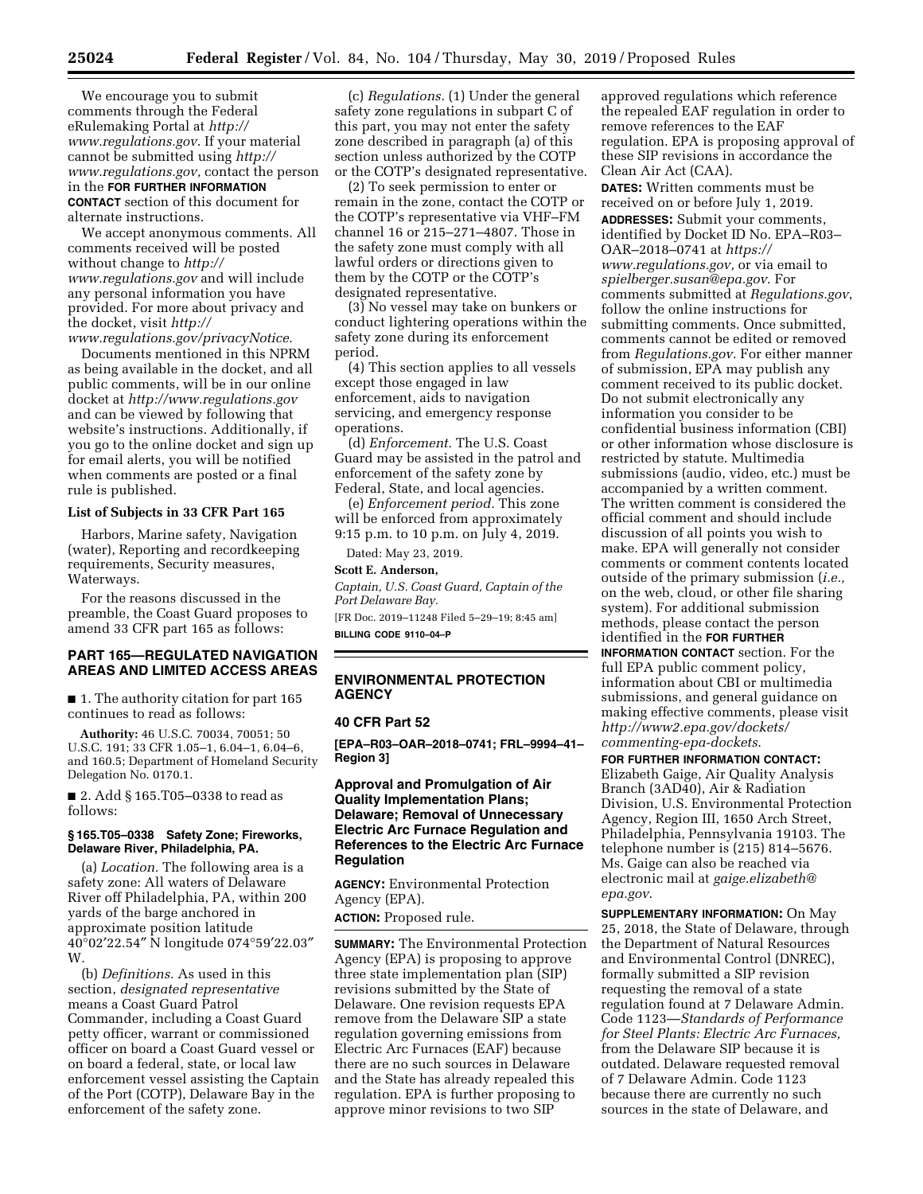We encourage you to submit comments through the Federal eRulemaking Portal at *http://www.regulations.gov*. If your material cannot be submitted using *http://www.regulations.gov,* contact the person in the **FOR FURTHER INFORMATION CONTACT** section of this document for alternate instructions.

We accept anonymous comments. All comments received will be posted without change to *http://www.regulations.gov* and will include any personal information you have provided. For more about privacy and the docket, visit *http://www.regulations.gov/privacyNotice*.

Documents mentioned in this NPRM as being available in the docket, and all public comments, will be in our online docket at *http://www.regulations.gov* and can be viewed by following that website's instructions. Additionally, if you go to the online docket and sign up for email alerts, you will be notified when comments are posted or a final rule is published.

### List of Subjects in 33 CFR Part 165

Harbors, Marine safety, Navigation (water), Reporting and recordkeeping requirements, Security measures, Waterways.

For the reasons discussed in the preamble, the Coast Guard proposes to amend 33 CFR part 165 as follows:

## PART 165—REGULATED NAVIGATION AREAS AND LIMITED ACCESS AREAS

■ 1. The authority citation for part 165 continues to read as follows:

**Authority:** 46 U.S.C. 70034, 70051; 50 U.S.C. 191; 33 CFR 1.05–1, 6.04–1, 6.04–6, and 160.5; Department of Homeland Security Delegation No. 0170.1.

■ 2. Add § 165.T05–0338 to read as follows:

### § 165.T05–0338 Safety Zone; Fireworks, Delaware River, Philadelphia, PA.

(a) *Location.* The following area is a safety zone: All waters of Delaware River off Philadelphia, PA, within 200 yards of the barge anchored in approximate position latitude 40°02′22.54″ N longitude 074°59′22.03″ W.

(b) *Definitions.* As used in this section, *designated representative* means a Coast Guard Patrol Commander, including a Coast Guard petty officer, warrant or commissioned officer on board a Coast Guard vessel or on board a federal, state, or local law enforcement vessel assisting the Captain of the Port (COTP), Delaware Bay in the enforcement of the safety zone.

(c) *Regulations.* (1) Under the general safety zone regulations in subpart C of this part, you may not enter the safety zone described in paragraph (a) of this section unless authorized by the COTP or the COTP's designated representative.

(2) To seek permission to enter or remain in the zone, contact the COTP or the COTP's representative via VHF–FM channel 16 or 215–271–4807. Those in the safety zone must comply with all lawful orders or directions given to them by the COTP or the COTP's designated representative.

(3) No vessel may take on bunkers or conduct lightering operations within the safety zone during its enforcement period.

(4) This section applies to all vessels except those engaged in law enforcement, aids to navigation servicing, and emergency response operations.

(d) *Enforcement.* The U.S. Coast Guard may be assisted in the patrol and enforcement of the safety zone by Federal, State, and local agencies.

(e) *Enforcement period.* This zone will be enforced from approximately 9:15 p.m. to 10 p.m. on July 4, 2019.

Dated: May 23, 2019.

**Scott E. Anderson,**

*Captain, U.S. Coast Guard, Captain of the Port Delaware Bay.*

[FR Doc. 2019–11248 Filed 5–29–19; 8:45 am]

**BILLING CODE 9110–04–P**

## ENVIRONMENTAL PROTECTION AGENCY

### 40 CFR Part 52

**[EPA–R03–OAR–2018–0741; FRL–9994–41–Region 3]**

### Approval and Promulgation of Air Quality Implementation Plans; Delaware; Removal of Unnecessary Electric Arc Furnace Regulation and References to the Electric Arc Furnace Regulation

**AGENCY:** Environmental Protection Agency (EPA).

**ACTION:** Proposed rule.

**SUMMARY:** The Environmental Protection Agency (EPA) is proposing to approve three state implementation plan (SIP) revisions submitted by the State of Delaware. One revision requests EPA remove from the Delaware SIP a state regulation governing emissions from Electric Arc Furnaces (EAF) because there are no such sources in Delaware and the State has already repealed this regulation. EPA is further proposing to approve minor revisions to two SIP approved regulations which reference the repealed EAF regulation in order to remove references to the EAF regulation. EPA is proposing approval of these SIP revisions in accordance the Clean Air Act (CAA).

**DATES:** Written comments must be received on or before July 1, 2019.

**ADDRESSES:** Submit your comments, identified by Docket ID No. EPA–R03–OAR–2018–0741 at *https://www.regulations.gov,* or via email to *spielberger.susan@epa.gov*. For comments submitted at *Regulations.gov*, follow the online instructions for submitting comments. Once submitted, comments cannot be edited or removed from *Regulations.gov*. For either manner of submission, EPA may publish any comment received to its public docket. Do not submit electronically any information you consider to be confidential business information (CBI) or other information whose disclosure is restricted by statute. Multimedia submissions (audio, video, etc.) must be accompanied by a written comment. The written comment is considered the official comment and should include discussion of all points you wish to make. EPA will generally not consider comments or comment contents located outside of the primary submission (*i.e.,* on the web, cloud, or other file sharing system). For additional submission methods, please contact the person identified in the **FOR FURTHER INFORMATION CONTACT** section. For the full EPA public comment policy, information about CBI or multimedia submissions, and general guidance on making effective comments, please visit *http://www2.epa.gov/dockets/commenting-epa-dockets*.

**FOR FURTHER INFORMATION CONTACT:** Elizabeth Gaige, Air Quality Analysis Branch (3AD40), Air & Radiation Division, U.S. Environmental Protection Agency, Region III, 1650 Arch Street, Philadelphia, Pennsylvania 19103. The telephone number is (215) 814–5676. Ms. Gaige can also be reached via electronic mail at *gaige.elizabeth@epa.gov*.

**SUPPLEMENTARY INFORMATION:** On May 25, 2018, the State of Delaware, through the Department of Natural Resources and Environmental Control (DNREC), formally submitted a SIP revision requesting the removal of a state regulation found at 7 Delaware Admin. Code 1123—*Standards of Performance for Steel Plants: Electric Arc Furnaces,* from the Delaware SIP because it is outdated. Delaware requested removal of 7 Delaware Admin. Code 1123 because there are currently no such sources in the state of Delaware, and